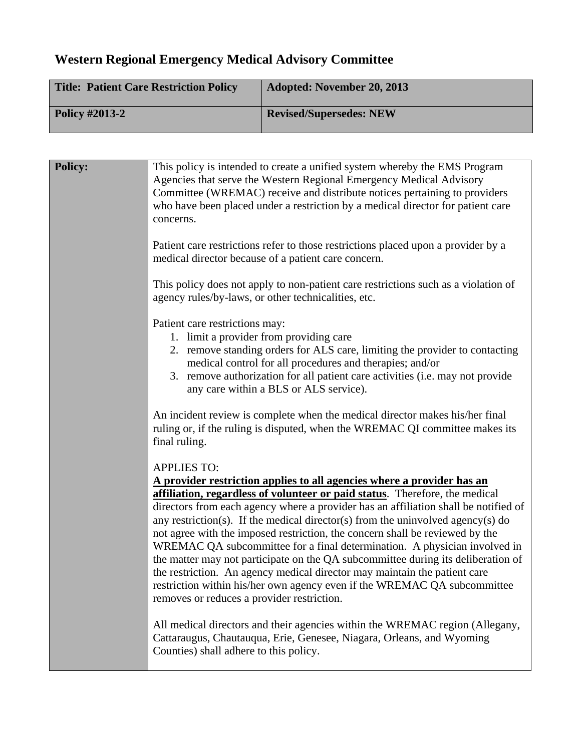# Western Regional Emergency Medical Advisory Committee

| **Title: Patient Care Restriction Policy** | **Adopted: November 20, 2013** |
|---|---|
| **Policy #2013-2** | **Revised/Supersedes: NEW** |

**Policy:**

This policy is intended to create a unified system whereby the EMS Program Agencies that serve the Western Regional Emergency Medical Advisory Committee (WREMAC) receive and distribute notices pertaining to providers who have been placed under a restriction by a medical director for patient care concerns.

Patient care restrictions refer to those restrictions placed upon a provider by a medical director because of a patient care concern.

This policy does not apply to non-patient care restrictions such as a violation of agency rules/by-laws, or other technicalities, etc.

Patient care restrictions may:

1. limit a provider from providing care
2. remove standing orders for ALS care, limiting the provider to contacting medical control for all procedures and therapies; and/or
3. remove authorization for all patient care activities (i.e. may not provide any care within a BLS or ALS service).

An incident review is complete when the medical director makes his/her final ruling or, if the ruling is disputed, when the WREMAC QI committee makes its final ruling.

APPLIES TO:

**<u>A provider restriction applies to all agencies where a provider has an affiliation, regardless of volunteer or paid status</u>**. Therefore, the medical directors from each agency where a provider has an affiliation shall be notified of any restriction(s). If the medical director(s) from the uninvolved agency(s) do not agree with the imposed restriction, the concern shall be reviewed by the WREMAC QA subcommittee for a final determination. A physician involved in the matter may not participate on the QA subcommittee during its deliberation of the restriction. An agency medical director may maintain the patient care restriction within his/her own agency even if the WREMAC QA subcommittee removes or reduces a provider restriction.

All medical directors and their agencies within the WREMAC region (Allegany, Cattaraugus, Chautauqua, Erie, Genesee, Niagara, Orleans, and Wyoming Counties) shall adhere to this policy.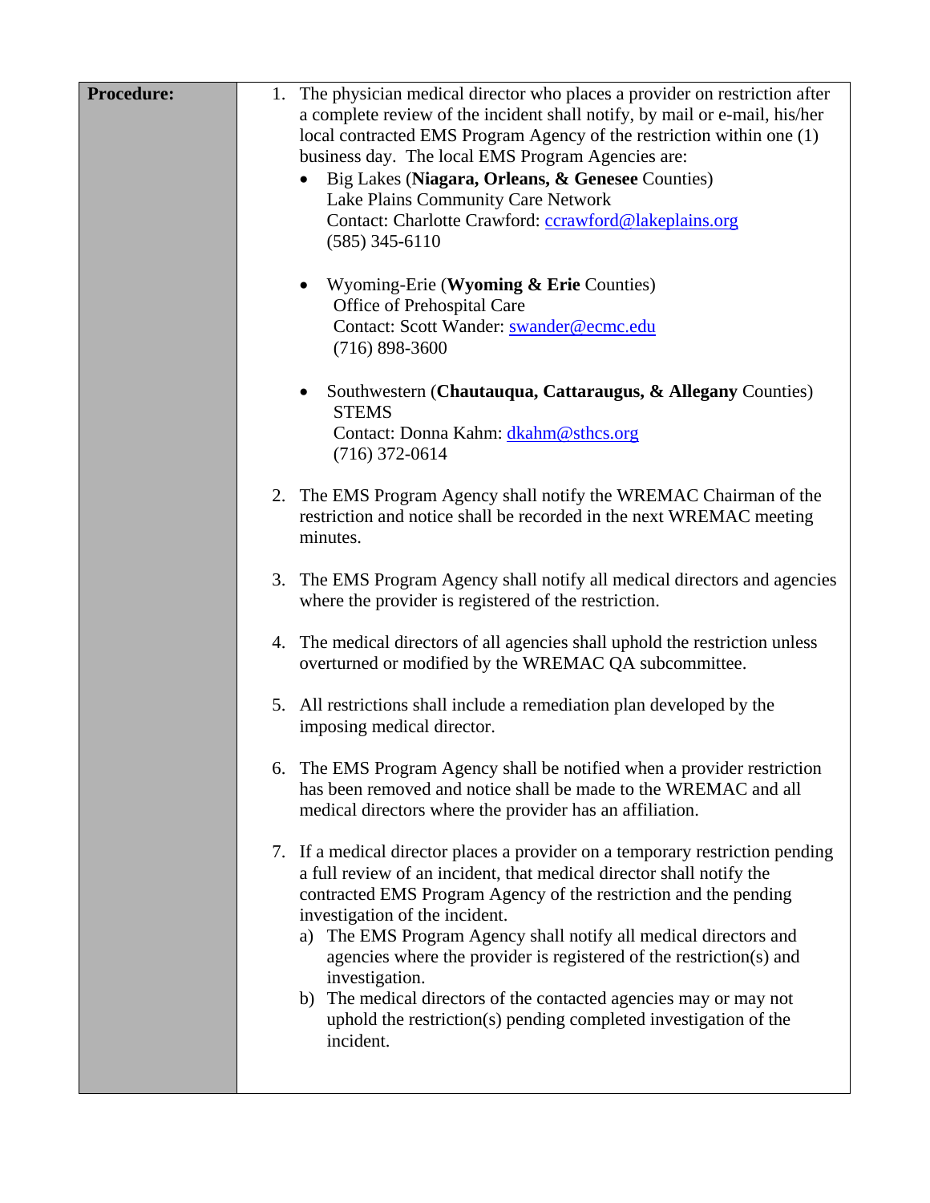**Procedure:**

1. The physician medical director who places a provider on restriction after a complete review of the incident shall notify, by mail or e-mail, his/her local contracted EMS Program Agency of the restriction within one (1) business day. The local EMS Program Agencies are:
   - Big Lakes (**Niagara, Orleans, & Genesee** Counties)
     Lake Plains Community Care Network
     Contact: Charlotte Crawford: ccrawford@lakeplains.org
     (585) 345-6110

   - Wyoming-Erie (**Wyoming & Erie** Counties)
     Office of Prehospital Care
     Contact: Scott Wander: swander@ecmc.edu
     (716) 898-3600

   - Southwestern (**Chautauqua, Cattaraugus, & Allegany** Counties)
     STEMS
     Contact: Donna Kahm: dkahm@sthcs.org
     (716) 372-0614

2. The EMS Program Agency shall notify the WREMAC Chairman of the restriction and notice shall be recorded in the next WREMAC meeting minutes.

3. The EMS Program Agency shall notify all medical directors and agencies where the provider is registered of the restriction.

4. The medical directors of all agencies shall uphold the restriction unless overturned or modified by the WREMAC QA subcommittee.

5. All restrictions shall include a remediation plan developed by the imposing medical director.

6. The EMS Program Agency shall be notified when a provider restriction has been removed and notice shall be made to the WREMAC and all medical directors where the provider has an affiliation.

7. If a medical director places a provider on a temporary restriction pending a full review of an incident, that medical director shall notify the contracted EMS Program Agency of the restriction and the pending investigation of the incident.
   a) The EMS Program Agency shall notify all medical directors and agencies where the provider is registered of the restriction(s) and investigation.
   b) The medical directors of the contacted agencies may or may not uphold the restriction(s) pending completed investigation of the incident.